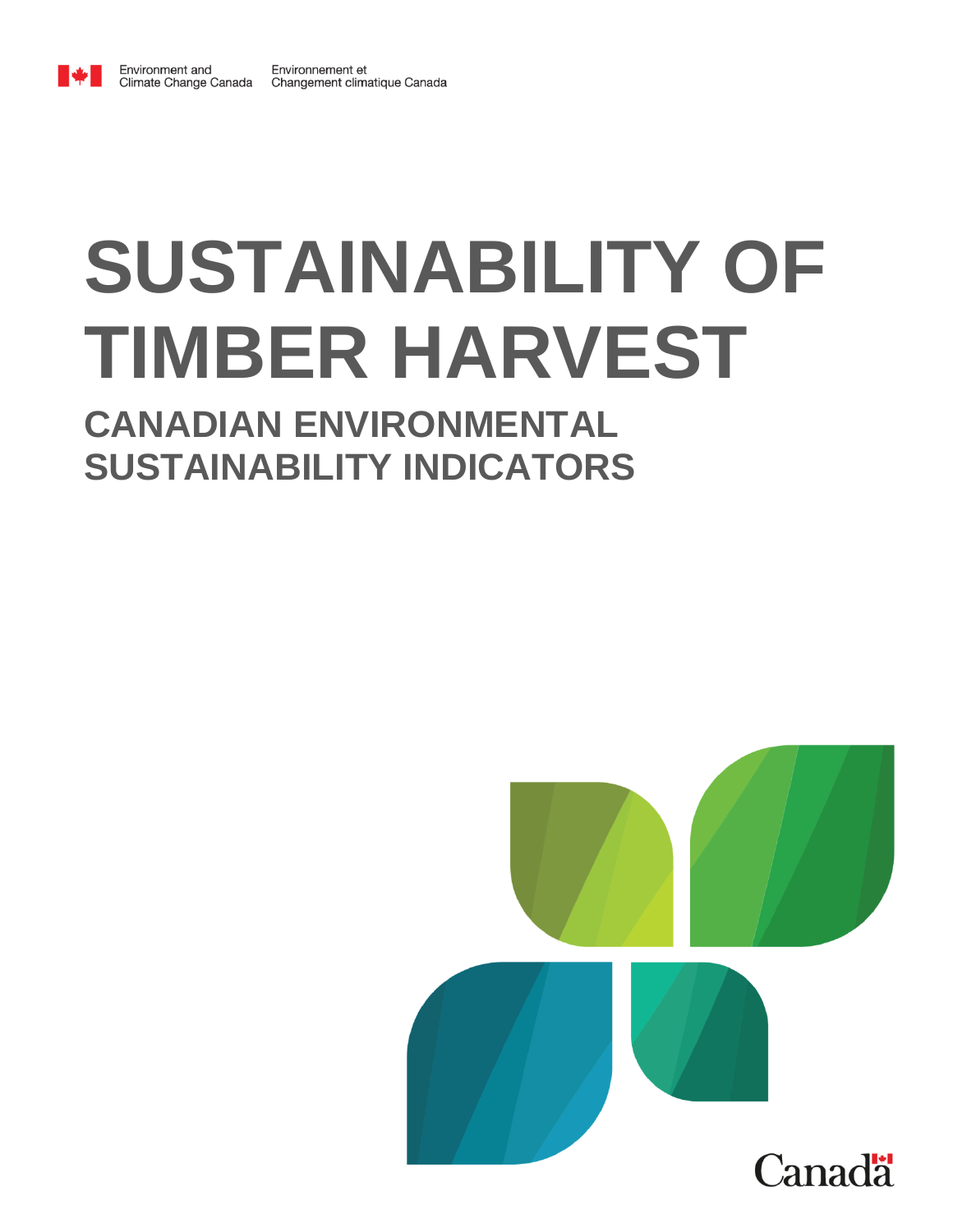Environment and Climate Change Canada / Environnement et Changement climatique Canada

# SUSTAINABILITY OF TIMBER HARVEST

## CANADIAN ENVIRONMENTAL SUSTAINABILITY INDICATORS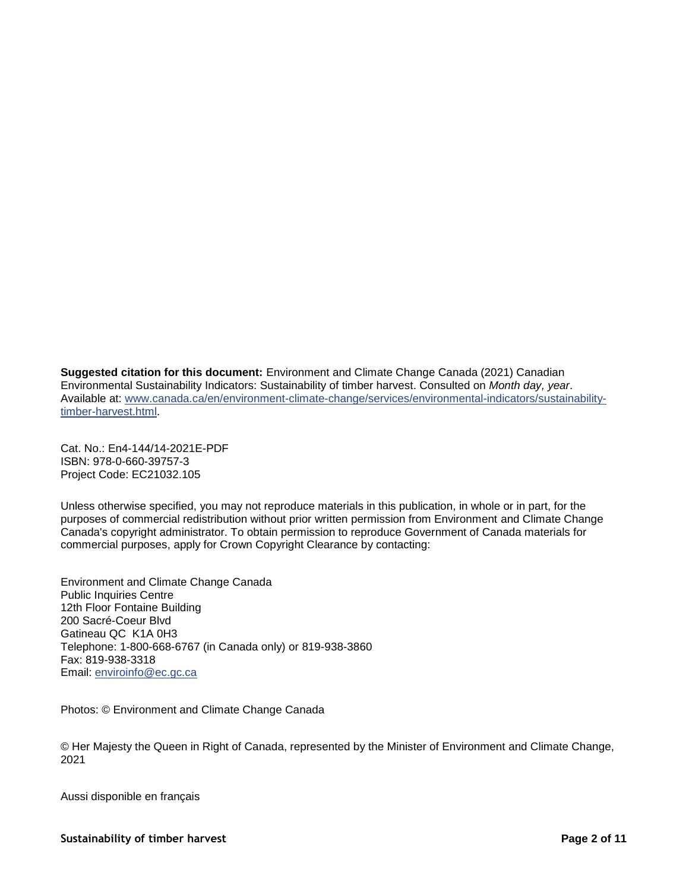**Suggested citation for this document:** Environment and Climate Change Canada (2021) Canadian Environmental Sustainability Indicators: Sustainability of timber harvest. Consulted on *Month day, year*. Available at: [www.canada.ca/en/environment-climate-change/services/environmental-indicators/sustainability-timber-harvest.html](www.canada.ca/en/environment-climate-change/services/environmental-indicators/sustainability-timber-harvest.html).

Cat. No.: En4-144/14-2021E-PDF
ISBN: 978-0-660-39757-3
Project Code: EC21032.105

Unless otherwise specified, you may not reproduce materials in this publication, in whole or in part, for the purposes of commercial redistribution without prior written permission from Environment and Climate Change Canada's copyright administrator. To obtain permission to reproduce Government of Canada materials for commercial purposes, apply for Crown Copyright Clearance by contacting:

Environment and Climate Change Canada
Public Inquiries Centre
12th Floor Fontaine Building
200 Sacré-Coeur Blvd
Gatineau QC K1A 0H3
Telephone: 1-800-668-6767 (in Canada only) or 819-938-3860
Fax: 819-938-3318
Email: [enviroinfo@ec.gc.ca](mailto:enviroinfo@ec.gc.ca)

Photos: © Environment and Climate Change Canada

© Her Majesty the Queen in Right of Canada, represented by the Minister of Environment and Climate Change, 2021

Aussi disponible en français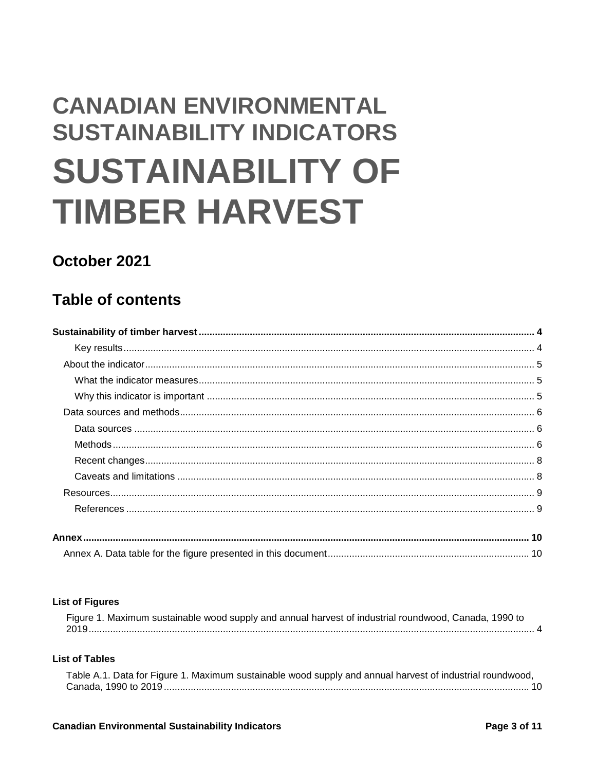# CANADIAN ENVIRONMENTAL SUSTAINABILITY INDICATORS

# SUSTAINABILITY OF TIMBER HARVEST

## October 2021

## Table of contents

**Sustainability of timber harvest** ........ **4**

- Key results ........ 4
- About the indicator ........ 5
  - What the indicator measures ........ 5
  - Why this indicator is important ........ 5
- Data sources and methods ........ 6
  - Data sources ........ 6
  - Methods ........ 6
  - Recent changes ........ 8
  - Caveats and limitations ........ 8
- Resources ........ 9
  - References ........ 9

**Annex** ........ **10**

- Annex A. Data table for the figure presented in this document ........ 10

**List of Figures**

Figure 1. Maximum sustainable wood supply and annual harvest of industrial roundwood, Canada, 1990 to 2019 ........ 4

**List of Tables**

Table A.1. Data for Figure 1. Maximum sustainable wood supply and annual harvest of industrial roundwood, Canada, 1990 to 2019 ........ 10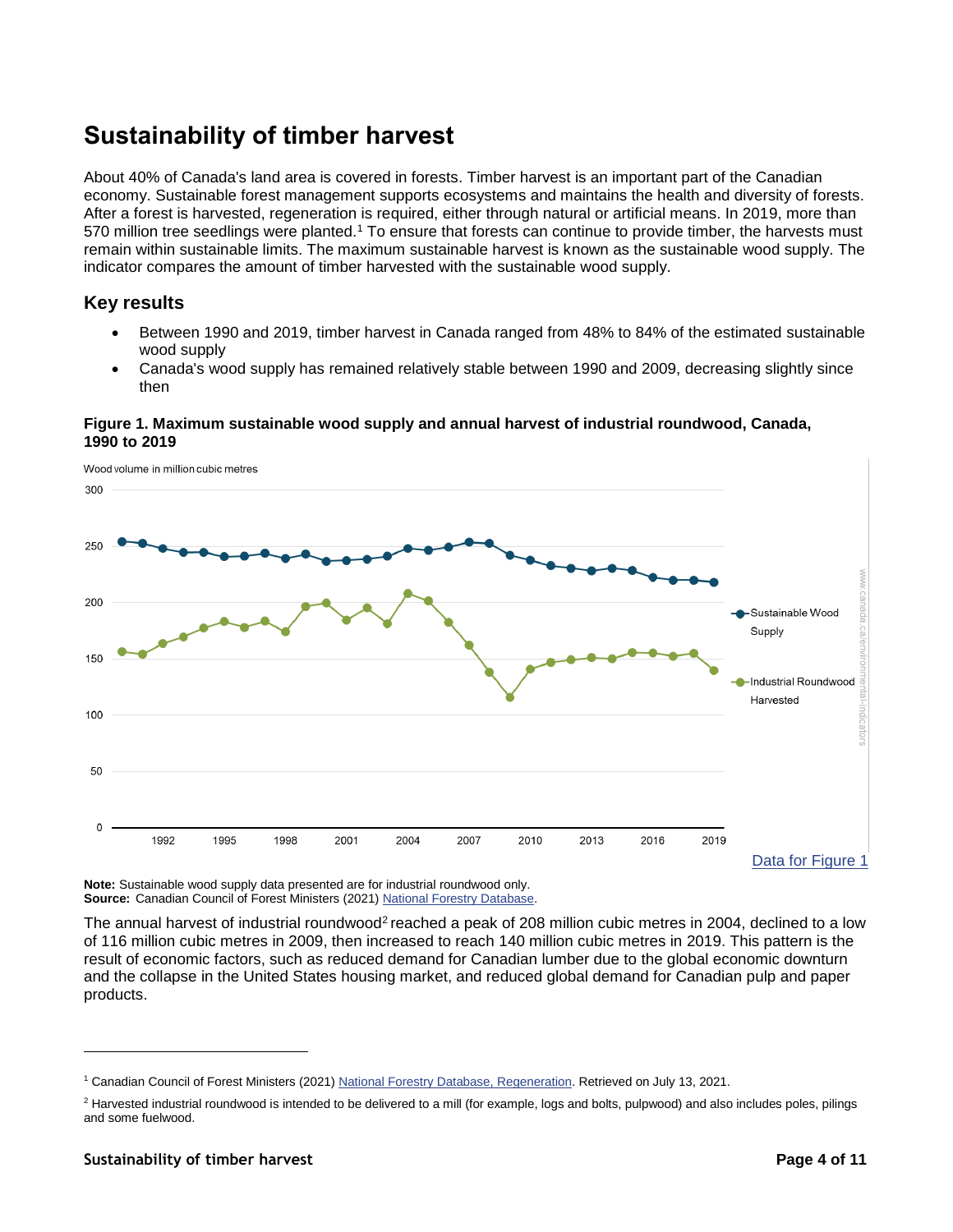# Sustainability of timber harvest

About 40% of Canada's land area is covered in forests. Timber harvest is an important part of the Canadian economy. Sustainable forest management supports ecosystems and maintains the health and diversity of forests. After a forest is harvested, regeneration is required, either through natural or artificial means. In 2019, more than 570 million tree seedlings were planted.[1] To ensure that forests can continue to provide timber, the harvests must remain within sustainable limits. The maximum sustainable harvest is known as the sustainable wood supply. The indicator compares the amount of timber harvested with the sustainable wood supply.

## Key results

- Between 1990 and 2019, timber harvest in Canada ranged from 48% to 84% of the estimated sustainable wood supply
- Canada's wood supply has remained relatively stable between 1990 and 2009, decreasing slightly since then

**Figure 1. Maximum sustainable wood supply and annual harvest of industrial roundwood, Canada, 1990 to 2019**

Data for Figure 1

**Note:** Sustainable wood supply data presented are for industrial roundwood only.
**Source:** Canadian Council of Forest Ministers (2021) National Forestry Database.

The annual harvest of industrial roundwood[2] reached a peak of 208 million cubic metres in 2004, declined to a low of 116 million cubic metres in 2009, then increased to reach 140 million cubic metres in 2019. This pattern is the result of economic factors, such as reduced demand for Canadian lumber due to the global economic downturn and the collapse in the United States housing market, and reduced global demand for Canadian pulp and paper products.

---

[1] Canadian Council of Forest Ministers (2021) National Forestry Database, Regeneration. Retrieved on July 13, 2021.

[2] Harvested industrial roundwood is intended to be delivered to a mill (for example, logs and bolts, pulpwood) and also includes poles, pilings and some fuelwood.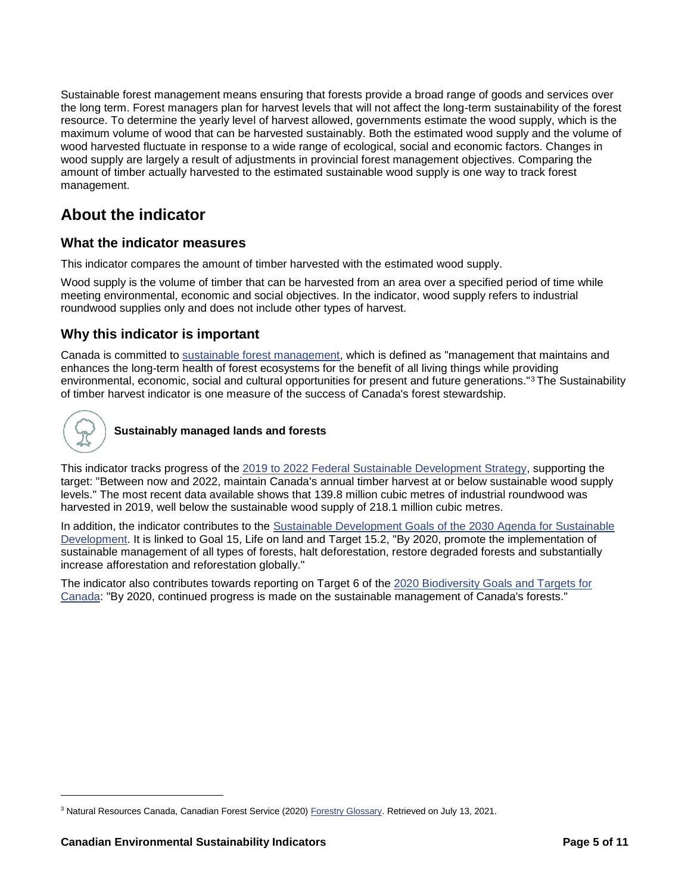Sustainable forest management means ensuring that forests provide a broad range of goods and services over the long term. Forest managers plan for harvest levels that will not affect the long-term sustainability of the forest resource. To determine the yearly level of harvest allowed, governments estimate the wood supply, which is the maximum volume of wood that can be harvested sustainably. Both the estimated wood supply and the volume of wood harvested fluctuate in response to a wide range of ecological, social and economic factors. Changes in wood supply are largely a result of adjustments in provincial forest management objectives. Comparing the amount of timber actually harvested to the estimated sustainable wood supply is one way to track forest management.

## About the indicator

### What the indicator measures

This indicator compares the amount of timber harvested with the estimated wood supply.

Wood supply is the volume of timber that can be harvested from an area over a specified period of time while meeting environmental, economic and social objectives. In the indicator, wood supply refers to industrial roundwood supplies only and does not include other types of harvest.

### Why this indicator is important

Canada is committed to sustainable forest management, which is defined as "management that maintains and enhances the long-term health of forest ecosystems for the benefit of all living things while providing environmental, economic, social and cultural opportunities for present and future generations."[3] The Sustainability of timber harvest indicator is one measure of the success of Canada's forest stewardship.

**Sustainably managed lands and forests**

This indicator tracks progress of the 2019 to 2022 Federal Sustainable Development Strategy, supporting the target: "Between now and 2022, maintain Canada's annual timber harvest at or below sustainable wood supply levels." The most recent data available shows that 139.8 million cubic metres of industrial roundwood was harvested in 2019, well below the sustainable wood supply of 218.1 million cubic metres.

In addition, the indicator contributes to the Sustainable Development Goals of the 2030 Agenda for Sustainable Development. It is linked to Goal 15, Life on land and Target 15.2, "By 2020, promote the implementation of sustainable management of all types of forests, halt deforestation, restore degraded forests and substantially increase afforestation and reforestation globally."

The indicator also contributes towards reporting on Target 6 of the 2020 Biodiversity Goals and Targets for Canada: "By 2020, continued progress is made on the sustainable management of Canada's forests."

---

[3] Natural Resources Canada, Canadian Forest Service (2020) Forestry Glossary. Retrieved on July 13, 2021.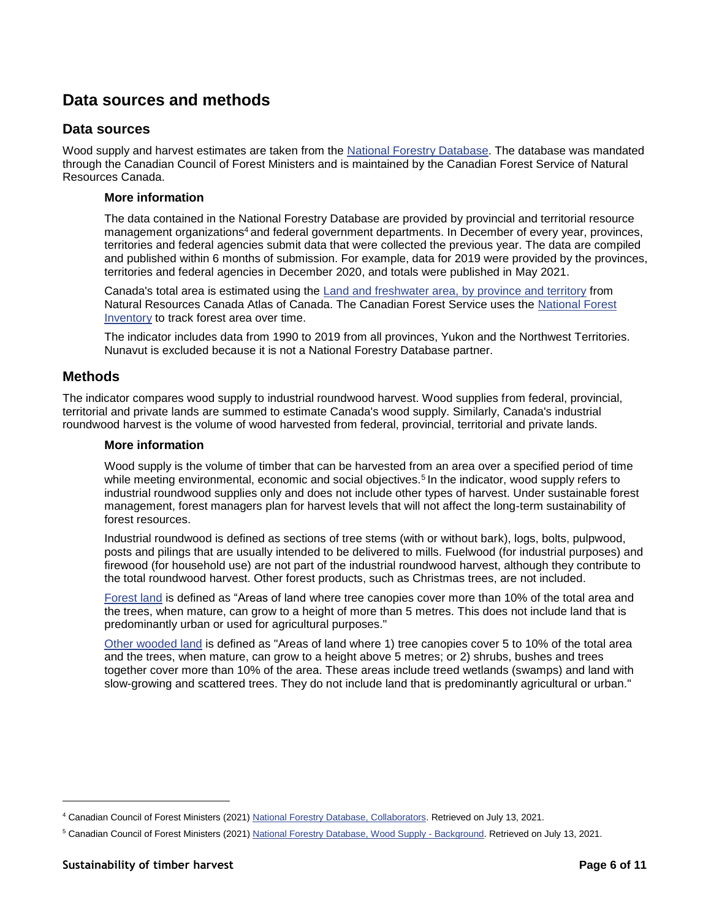## Data sources and methods

### Data sources

Wood supply and harvest estimates are taken from the National Forestry Database. The database was mandated through the Canadian Council of Forest Ministers and is maintained by the Canadian Forest Service of Natural Resources Canada.

#### More information

The data contained in the National Forestry Database are provided by provincial and territorial resource management organizations[4] and federal government departments. In December of every year, provinces, territories and federal agencies submit data that were collected the previous year. The data are compiled and published within 6 months of submission. For example, data for 2019 were provided by the provinces, territories and federal agencies in December 2020, and totals were published in May 2021.

Canada's total area is estimated using the Land and freshwater area, by province and territory from Natural Resources Canada Atlas of Canada. The Canadian Forest Service uses the National Forest Inventory to track forest area over time.

The indicator includes data from 1990 to 2019 from all provinces, Yukon and the Northwest Territories. Nunavut is excluded because it is not a National Forestry Database partner.

### Methods

The indicator compares wood supply to industrial roundwood harvest. Wood supplies from federal, provincial, territorial and private lands are summed to estimate Canada's wood supply. Similarly, Canada's industrial roundwood harvest is the volume of wood harvested from federal, provincial, territorial and private lands.

#### More information

Wood supply is the volume of timber that can be harvested from an area over a specified period of time while meeting environmental, economic and social objectives.[5] In the indicator, wood supply refers to industrial roundwood supplies only and does not include other types of harvest. Under sustainable forest management, forest managers plan for harvest levels that will not affect the long-term sustainability of forest resources.

Industrial roundwood is defined as sections of tree stems (with or without bark), logs, bolts, pulpwood, posts and pilings that are usually intended to be delivered to mills. Fuelwood (for industrial purposes) and firewood (for household use) are not part of the industrial roundwood harvest, although they contribute to the total roundwood harvest. Other forest products, such as Christmas trees, are not included.

Forest land is defined as "Areas of land where tree canopies cover more than 10% of the total area and the trees, when mature, can grow to a height of more than 5 metres. This does not include land that is predominantly urban or used for agricultural purposes."

Other wooded land is defined as "Areas of land where 1) tree canopies cover 5 to 10% of the total area and the trees, when mature, can grow to a height above 5 metres; or 2) shrubs, bushes and trees together cover more than 10% of the area. These areas include treed wetlands (swamps) and land with slow-growing and scattered trees. They do not include land that is predominantly agricultural or urban."

---

[4] Canadian Council of Forest Ministers (2021) National Forestry Database, Collaborators. Retrieved on July 13, 2021.

[5] Canadian Council of Forest Ministers (2021) National Forestry Database, Wood Supply - Background. Retrieved on July 13, 2021.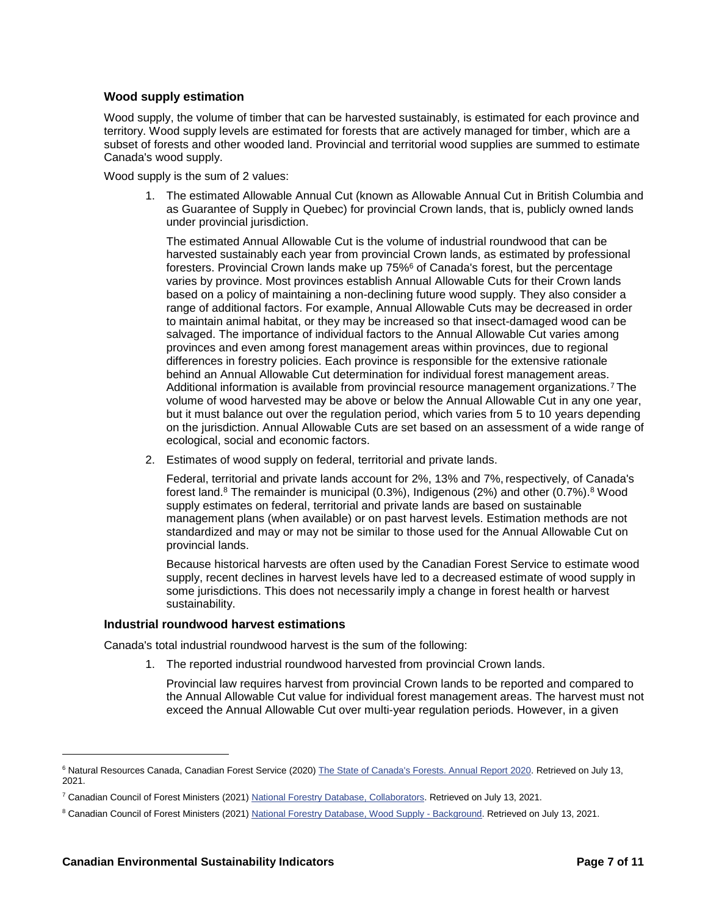### Wood supply estimation

Wood supply, the volume of timber that can be harvested sustainably, is estimated for each province and territory. Wood supply levels are estimated for forests that are actively managed for timber, which are a subset of forests and other wooded land. Provincial and territorial wood supplies are summed to estimate Canada's wood supply.

Wood supply is the sum of 2 values:

1. The estimated Allowable Annual Cut (known as Allowable Annual Cut in British Columbia and as Guarantee of Supply in Quebec) for provincial Crown lands, that is, publicly owned lands under provincial jurisdiction.

   The estimated Annual Allowable Cut is the volume of industrial roundwood that can be harvested sustainably each year from provincial Crown lands, as estimated by professional foresters. Provincial Crown lands make up 75%[6] of Canada's forest, but the percentage varies by province. Most provinces establish Annual Allowable Cuts for their Crown lands based on a policy of maintaining a non-declining future wood supply. They also consider a range of additional factors. For example, Annual Allowable Cuts may be decreased in order to maintain animal habitat, or they may be increased so that insect-damaged wood can be salvaged. The importance of individual factors to the Annual Allowable Cut varies among provinces and even among forest management areas within provinces, due to regional differences in forestry policies. Each province is responsible for the extensive rationale behind an Annual Allowable Cut determination for individual forest management areas. Additional information is available from provincial resource management organizations.[7] The volume of wood harvested may be above or below the Annual Allowable Cut in any one year, but it must balance out over the regulation period, which varies from 5 to 10 years depending on the jurisdiction. Annual Allowable Cuts are set based on an assessment of a wide range of ecological, social and economic factors.

2. Estimates of wood supply on federal, territorial and private lands.

   Federal, territorial and private lands account for 2%, 13% and 7%, respectively, of Canada's forest land.[8] The remainder is municipal (0.3%), Indigenous (2%) and other (0.7%).[8] Wood supply estimates on federal, territorial and private lands are based on sustainable management plans (when available) or on past harvest levels. Estimation methods are not standardized and may or may not be similar to those used for the Annual Allowable Cut on provincial lands.

   Because historical harvests are often used by the Canadian Forest Service to estimate wood supply, recent declines in harvest levels have led to a decreased estimate of wood supply in some jurisdictions. This does not necessarily imply a change in forest health or harvest sustainability.

### Industrial roundwood harvest estimations

Canada's total industrial roundwood harvest is the sum of the following:

1. The reported industrial roundwood harvested from provincial Crown lands.

   Provincial law requires harvest from provincial Crown lands to be reported and compared to the Annual Allowable Cut value for individual forest management areas. The harvest must not exceed the Annual Allowable Cut over multi-year regulation periods. However, in a given

---

[6] Natural Resources Canada, Canadian Forest Service (2020) The State of Canada's Forests. Annual Report 2020. Retrieved on July 13, 2021.

[7] Canadian Council of Forest Ministers (2021) National Forestry Database, Collaborators. Retrieved on July 13, 2021.

[8] Canadian Council of Forest Ministers (2021) National Forestry Database, Wood Supply - Background. Retrieved on July 13, 2021.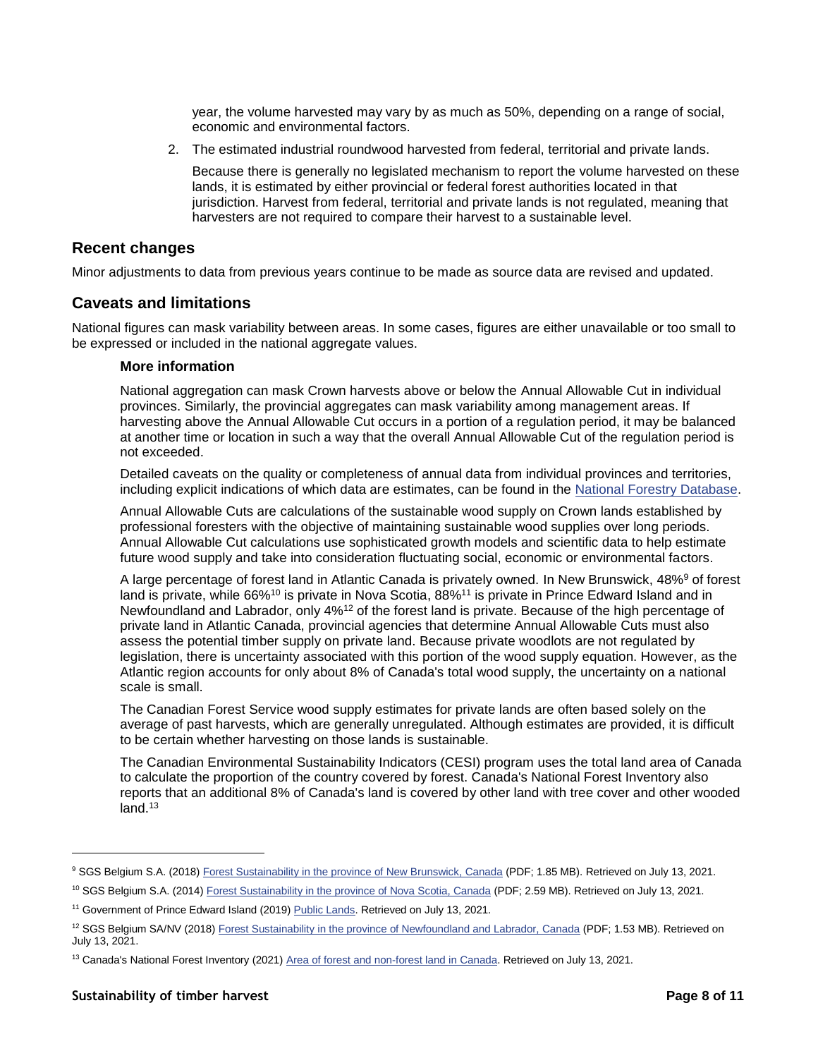year, the volume harvested may vary by as much as 50%, depending on a range of social, economic and environmental factors.

2. The estimated industrial roundwood harvested from federal, territorial and private lands.

   Because there is generally no legislated mechanism to report the volume harvested on these lands, it is estimated by either provincial or federal forest authorities located in that jurisdiction. Harvest from federal, territorial and private lands is not regulated, meaning that harvesters are not required to compare their harvest to a sustainable level.

## Recent changes

Minor adjustments to data from previous years continue to be made as source data are revised and updated.

## Caveats and limitations

National figures can mask variability between areas. In some cases, figures are either unavailable or too small to be expressed or included in the national aggregate values.

### More information

National aggregation can mask Crown harvests above or below the Annual Allowable Cut in individual provinces. Similarly, the provincial aggregates can mask variability among management areas. If harvesting above the Annual Allowable Cut occurs in a portion of a regulation period, it may be balanced at another time or location in such a way that the overall Annual Allowable Cut of the regulation period is not exceeded.

Detailed caveats on the quality or completeness of annual data from individual provinces and territories, including explicit indications of which data are estimates, can be found in the National Forestry Database.

Annual Allowable Cuts are calculations of the sustainable wood supply on Crown lands established by professional foresters with the objective of maintaining sustainable wood supplies over long periods. Annual Allowable Cut calculations use sophisticated growth models and scientific data to help estimate future wood supply and take into consideration fluctuating social, economic or environmental factors.

A large percentage of forest land in Atlantic Canada is privately owned. In New Brunswick, 48%[9] of forest land is private, while 66%[10] is private in Nova Scotia, 88%[11] is private in Prince Edward Island and in Newfoundland and Labrador, only 4%[12] of the forest land is private. Because of the high percentage of private land in Atlantic Canada, provincial agencies that determine Annual Allowable Cuts must also assess the potential timber supply on private land. Because private woodlots are not regulated by legislation, there is uncertainty associated with this portion of the wood supply equation. However, as the Atlantic region accounts for only about 8% of Canada's total wood supply, the uncertainty on a national scale is small.

The Canadian Forest Service wood supply estimates for private lands are often based solely on the average of past harvests, which are generally unregulated. Although estimates are provided, it is difficult to be certain whether harvesting on those lands is sustainable.

The Canadian Environmental Sustainability Indicators (CESI) program uses the total land area of Canada to calculate the proportion of the country covered by forest. Canada's National Forest Inventory also reports that an additional 8% of Canada's land is covered by other land with tree cover and other wooded land.[13]

---

[9] SGS Belgium S.A. (2018) Forest Sustainability in the province of New Brunswick, Canada (PDF; 1.85 MB). Retrieved on July 13, 2021.

[10] SGS Belgium S.A. (2014) Forest Sustainability in the province of Nova Scotia, Canada (PDF; 2.59 MB). Retrieved on July 13, 2021.

[11] Government of Prince Edward Island (2019) Public Lands. Retrieved on July 13, 2021.

[12] SGS Belgium SA/NV (2018) Forest Sustainability in the province of Newfoundland and Labrador, Canada (PDF; 1.53 MB). Retrieved on July 13, 2021.

[13] Canada's National Forest Inventory (2021) Area of forest and non-forest land in Canada. Retrieved on July 13, 2021.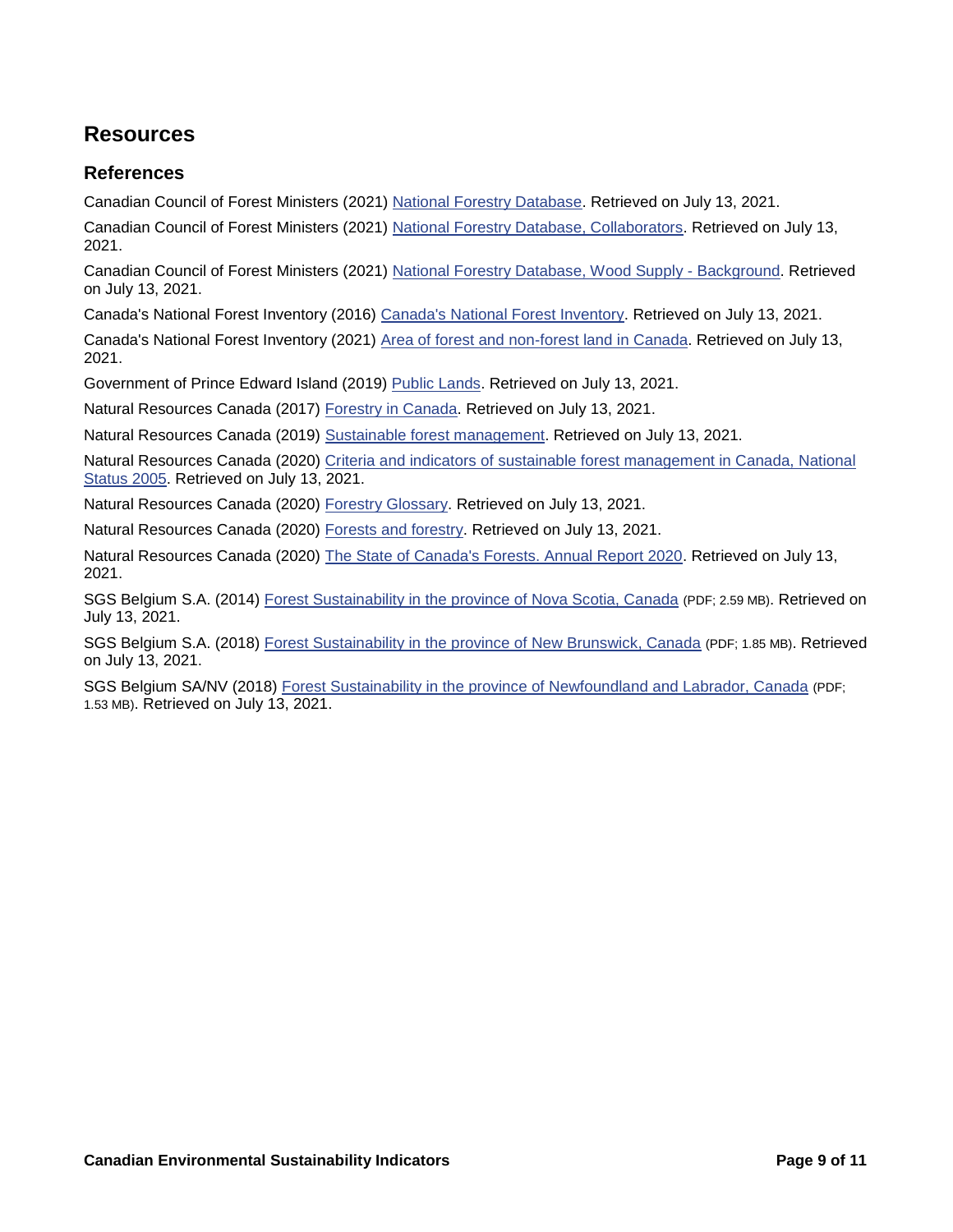## Resources

### References

Canadian Council of Forest Ministers (2021) National Forestry Database. Retrieved on July 13, 2021.

Canadian Council of Forest Ministers (2021) National Forestry Database, Collaborators. Retrieved on July 13, 2021.

Canadian Council of Forest Ministers (2021) National Forestry Database, Wood Supply - Background. Retrieved on July 13, 2021.

Canada's National Forest Inventory (2016) Canada's National Forest Inventory. Retrieved on July 13, 2021.

Canada's National Forest Inventory (2021) Area of forest and non-forest land in Canada. Retrieved on July 13, 2021.

Government of Prince Edward Island (2019) Public Lands. Retrieved on July 13, 2021.

Natural Resources Canada (2017) Forestry in Canada. Retrieved on July 13, 2021.

Natural Resources Canada (2019) Sustainable forest management. Retrieved on July 13, 2021.

Natural Resources Canada (2020) Criteria and indicators of sustainable forest management in Canada, National Status 2005. Retrieved on July 13, 2021.

Natural Resources Canada (2020) Forestry Glossary. Retrieved on July 13, 2021.

Natural Resources Canada (2020) Forests and forestry. Retrieved on July 13, 2021.

Natural Resources Canada (2020) The State of Canada's Forests. Annual Report 2020. Retrieved on July 13, 2021.

SGS Belgium S.A. (2014) Forest Sustainability in the province of Nova Scotia, Canada (PDF; 2.59 MB). Retrieved on July 13, 2021.

SGS Belgium S.A. (2018) Forest Sustainability in the province of New Brunswick, Canada (PDF; 1.85 MB). Retrieved on July 13, 2021.

SGS Belgium SA/NV (2018) Forest Sustainability in the province of Newfoundland and Labrador, Canada (PDF; 1.53 MB). Retrieved on July 13, 2021.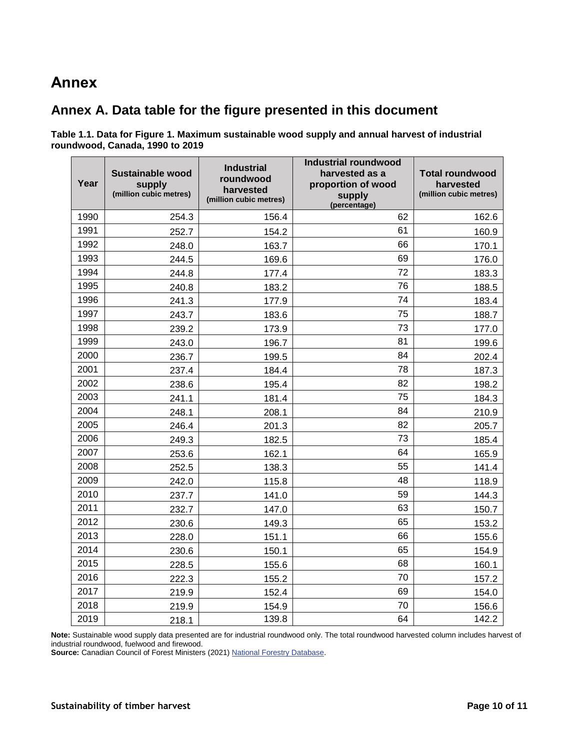# Annex

## Annex A. Data table for the figure presented in this document

**Table 1.1. Data for Figure 1. Maximum sustainable wood supply and annual harvest of industrial roundwood, Canada, 1990 to 2019**

| Year | Sustainable wood supply (million cubic metres) | Industrial roundwood harvested (million cubic metres) | Industrial roundwood harvested as a proportion of wood supply (percentage) | Total roundwood harvested (million cubic metres) |
|---|---|---|---|---|
| 1990 | 254.3 | 156.4 | 62 | 162.6 |
| 1991 | 252.7 | 154.2 | 61 | 160.9 |
| 1992 | 248.0 | 163.7 | 66 | 170.1 |
| 1993 | 244.5 | 169.6 | 69 | 176.0 |
| 1994 | 244.8 | 177.4 | 72 | 183.3 |
| 1995 | 240.8 | 183.2 | 76 | 188.5 |
| 1996 | 241.3 | 177.9 | 74 | 183.4 |
| 1997 | 243.7 | 183.6 | 75 | 188.7 |
| 1998 | 239.2 | 173.9 | 73 | 177.0 |
| 1999 | 243.0 | 196.7 | 81 | 199.6 |
| 2000 | 236.7 | 199.5 | 84 | 202.4 |
| 2001 | 237.4 | 184.4 | 78 | 187.3 |
| 2002 | 238.6 | 195.4 | 82 | 198.2 |
| 2003 | 241.1 | 181.4 | 75 | 184.3 |
| 2004 | 248.1 | 208.1 | 84 | 210.9 |
| 2005 | 246.4 | 201.3 | 82 | 205.7 |
| 2006 | 249.3 | 182.5 | 73 | 185.4 |
| 2007 | 253.6 | 162.1 | 64 | 165.9 |
| 2008 | 252.5 | 138.3 | 55 | 141.4 |
| 2009 | 242.0 | 115.8 | 48 | 118.9 |
| 2010 | 237.7 | 141.0 | 59 | 144.3 |
| 2011 | 232.7 | 147.0 | 63 | 150.7 |
| 2012 | 230.6 | 149.3 | 65 | 153.2 |
| 2013 | 228.0 | 151.1 | 66 | 155.6 |
| 2014 | 230.6 | 150.1 | 65 | 154.9 |
| 2015 | 228.5 | 155.6 | 68 | 160.1 |
| 2016 | 222.3 | 155.2 | 70 | 157.2 |
| 2017 | 219.9 | 152.4 | 69 | 154.0 |
| 2018 | 219.9 | 154.9 | 70 | 156.6 |
| 2019 | 218.1 | 139.8 | 64 | 142.2 |

**Note:** Sustainable wood supply data presented are for industrial roundwood only. The total roundwood harvested column includes harvest of industrial roundwood, fuelwood and firewood.
**Source:** Canadian Council of Forest Ministers (2021) National Forestry Database.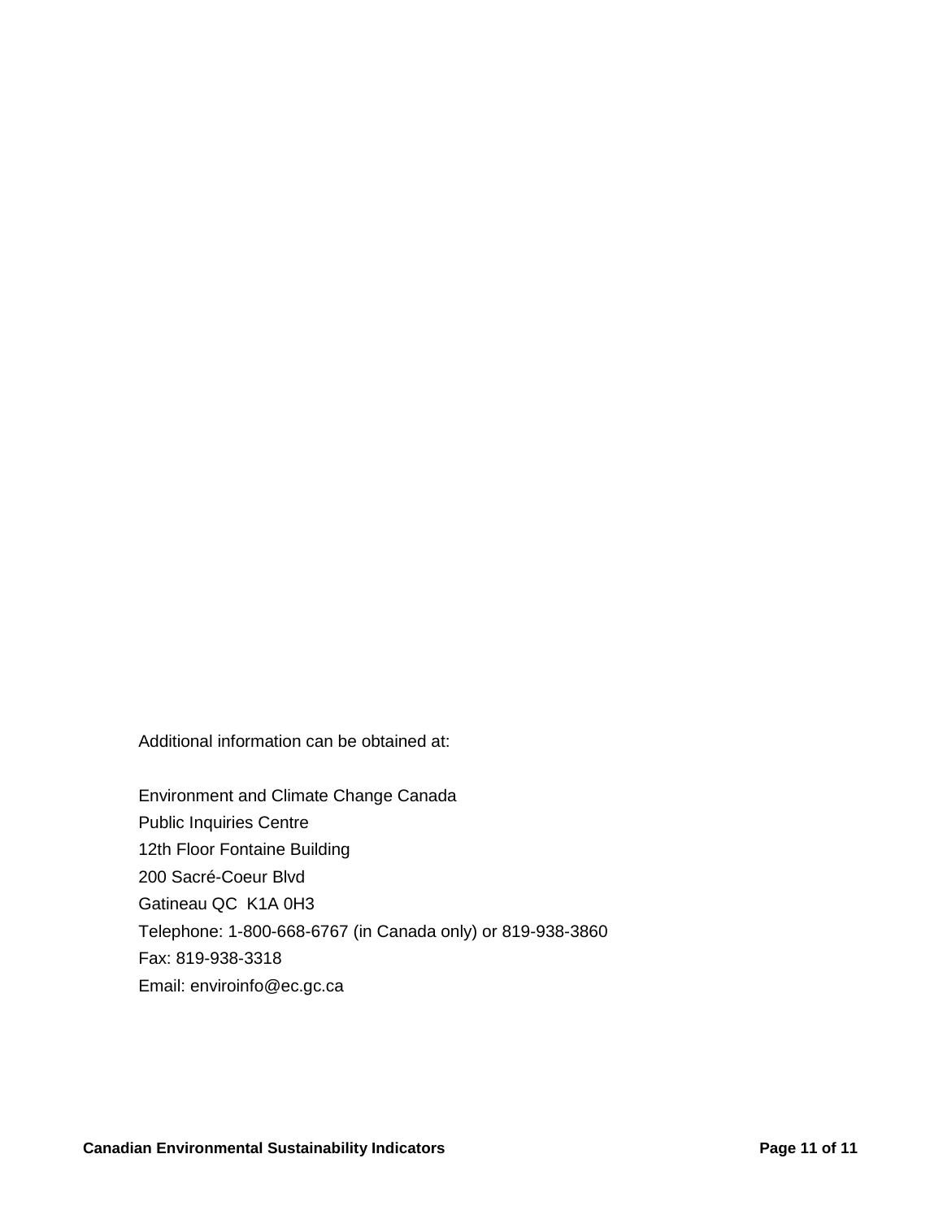Additional information can be obtained at:

Environment and Climate Change Canada  
Public Inquiries Centre  
12th Floor Fontaine Building  
200 Sacré-Coeur Blvd  
Gatineau QC  K1A 0H3  
Telephone: 1-800-668-6767 (in Canada only) or 819-938-3860  
Fax: 819-938-3318  
Email: enviroinfo@ec.gc.ca